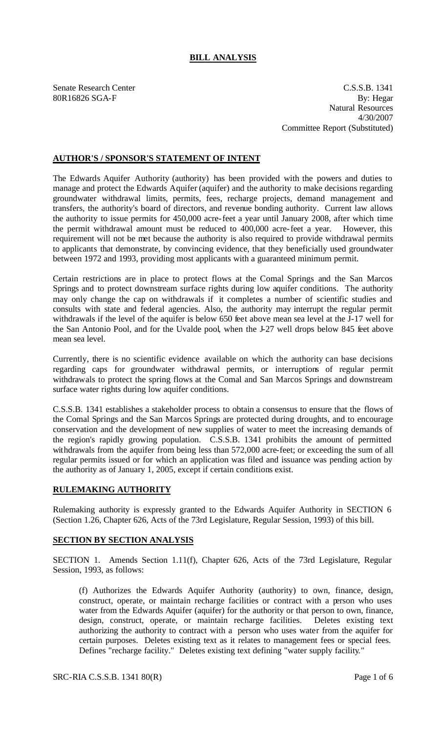# BILL ANALYSIS

Senate Research Center
80R16826 SGA-F

C.S.S.B. 1341
By: Hegar
Natural Resources
4/30/2007
Committee Report (Substituted)

## AUTHOR'S / SPONSOR'S STATEMENT OF INTENT

The Edwards Aquifer Authority (authority) has been provided with the powers and duties to manage and protect the Edwards Aquifer (aquifer) and the authority to make decisions regarding groundwater withdrawal limits, permits, fees, recharge projects, demand management and transfers, the authority's board of directors, and revenue bonding authority. Current law allows the authority to issue permits for 450,000 acre-feet a year until January 2008, after which time the permit withdrawal amount must be reduced to 400,000 acre-feet a year. However, this requirement will not be met because the authority is also required to provide withdrawal permits to applicants that demonstrate, by convincing evidence, that they beneficially used groundwater between 1972 and 1993, providing most applicants with a guaranteed minimum permit.

Certain restrictions are in place to protect flows at the Comal Springs and the San Marcos Springs and to protect downstream surface rights during low aquifer conditions. The authority may only change the cap on withdrawals if it completes a number of scientific studies and consults with state and federal agencies. Also, the authority may interrupt the regular permit withdrawals if the level of the aquifer is below 650 feet above mean sea level at the J-17 well for the San Antonio Pool, and for the Uvalde pool, when the J-27 well drops below 845 feet above mean sea level.

Currently, there is no scientific evidence available on which the authority can base decisions regarding caps for groundwater withdrawal permits, or interruptions of regular permit withdrawals to protect the spring flows at the Comal and San Marcos Springs and downstream surface water rights during low aquifer conditions.

C.S.S.B. 1341 establishes a stakeholder process to obtain a consensus to ensure that the flows of the Comal Springs and the San Marcos Springs are protected during droughts, and to encourage conservation and the development of new supplies of water to meet the increasing demands of the region's rapidly growing population. C.S.S.B. 1341 prohibits the amount of permitted withdrawals from the aquifer from being less than 572,000 acre-feet; or exceeding the sum of all regular permits issued or for which an application was filed and issuance was pending action by the authority as of January 1, 2005, except if certain conditions exist.

## RULEMAKING AUTHORITY

Rulemaking authority is expressly granted to the Edwards Aquifer Authority in SECTION 6 (Section 1.26, Chapter 626, Acts of the 73rd Legislature, Regular Session, 1993) of this bill.

## SECTION BY SECTION ANALYSIS

SECTION 1. Amends Section 1.11(f), Chapter 626, Acts of the 73rd Legislature, Regular Session, 1993, as follows:

(f) Authorizes the Edwards Aquifer Authority (authority) to own, finance, design, construct, operate, or maintain recharge facilities or contract with a person who uses water from the Edwards Aquifer (aquifer) for the authority or that person to own, finance, design, construct, operate, or maintain recharge facilities. Deletes existing text authorizing the authority to contract with a person who uses water from the aquifer for certain purposes. Deletes existing text as it relates to management fees or special fees. Defines "recharge facility." Deletes existing text defining "water supply facility."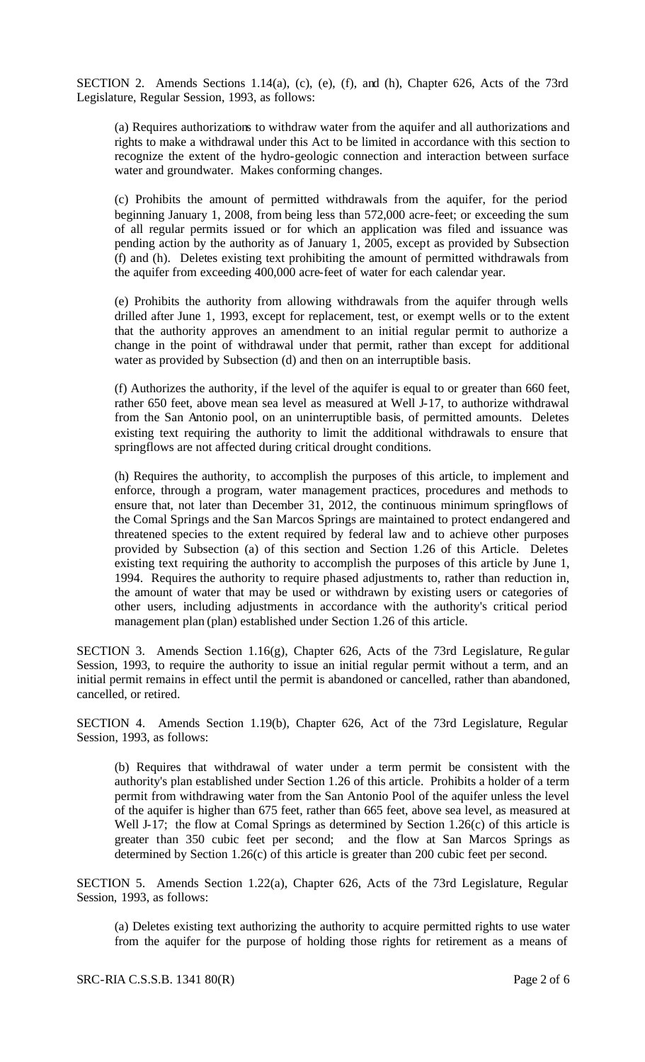SECTION 2. Amends Sections 1.14(a), (c), (e), (f), and (h), Chapter 626, Acts of the 73rd Legislature, Regular Session, 1993, as follows:

(a) Requires authorizations to withdraw water from the aquifer and all authorizations and rights to make a withdrawal under this Act to be limited in accordance with this section to recognize the extent of the hydro-geologic connection and interaction between surface water and groundwater. Makes conforming changes.

(c) Prohibits the amount of permitted withdrawals from the aquifer, for the period beginning January 1, 2008, from being less than 572,000 acre-feet; or exceeding the sum of all regular permits issued or for which an application was filed and issuance was pending action by the authority as of January 1, 2005, except as provided by Subsection (f) and (h). Deletes existing text prohibiting the amount of permitted withdrawals from the aquifer from exceeding 400,000 acre-feet of water for each calendar year.

(e) Prohibits the authority from allowing withdrawals from the aquifer through wells drilled after June 1, 1993, except for replacement, test, or exempt wells or to the extent that the authority approves an amendment to an initial regular permit to authorize a change in the point of withdrawal under that permit, rather than except for additional water as provided by Subsection (d) and then on an interruptible basis.

(f) Authorizes the authority, if the level of the aquifer is equal to or greater than 660 feet, rather 650 feet, above mean sea level as measured at Well J-17, to authorize withdrawal from the San Antonio pool, on an uninterruptible basis, of permitted amounts. Deletes existing text requiring the authority to limit the additional withdrawals to ensure that springflows are not affected during critical drought conditions.

(h) Requires the authority, to accomplish the purposes of this article, to implement and enforce, through a program, water management practices, procedures and methods to ensure that, not later than December 31, 2012, the continuous minimum springflows of the Comal Springs and the San Marcos Springs are maintained to protect endangered and threatened species to the extent required by federal law and to achieve other purposes provided by Subsection (a) of this section and Section 1.26 of this Article. Deletes existing text requiring the authority to accomplish the purposes of this article by June 1, 1994. Requires the authority to require phased adjustments to, rather than reduction in, the amount of water that may be used or withdrawn by existing users or categories of other users, including adjustments in accordance with the authority's critical period management plan (plan) established under Section 1.26 of this article.

SECTION 3. Amends Section 1.16(g), Chapter 626, Acts of the 73rd Legislature, Regular Session, 1993, to require the authority to issue an initial regular permit without a term, and an initial permit remains in effect until the permit is abandoned or cancelled, rather than abandoned, cancelled, or retired.

SECTION 4. Amends Section 1.19(b), Chapter 626, Act of the 73rd Legislature, Regular Session, 1993, as follows:

(b) Requires that withdrawal of water under a term permit be consistent with the authority's plan established under Section 1.26 of this article. Prohibits a holder of a term permit from withdrawing water from the San Antonio Pool of the aquifer unless the level of the aquifer is higher than 675 feet, rather than 665 feet, above sea level, as measured at Well J-17; the flow at Comal Springs as determined by Section 1.26(c) of this article is greater than 350 cubic feet per second; and the flow at San Marcos Springs as determined by Section 1.26(c) of this article is greater than 200 cubic feet per second.

SECTION 5. Amends Section 1.22(a), Chapter 626, Acts of the 73rd Legislature, Regular Session, 1993, as follows:

(a) Deletes existing text authorizing the authority to acquire permitted rights to use water from the aquifer for the purpose of holding those rights for retirement as a means of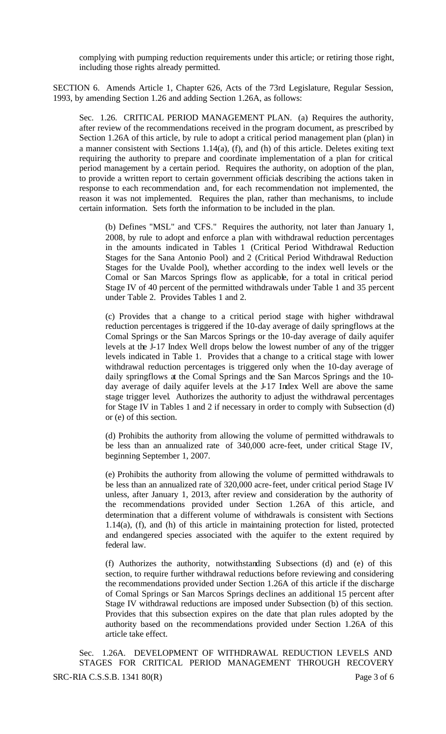complying with pumping reduction requirements under this article; or retiring those right, including those rights already permitted.

SECTION 6. Amends Article 1, Chapter 626, Acts of the 73rd Legislature, Regular Session, 1993, by amending Section 1.26 and adding Section 1.26A, as follows:

Sec. 1.26. CRITICAL PERIOD MANAGEMENT PLAN. (a) Requires the authority, after review of the recommendations received in the program document, as prescribed by Section 1.26A of this article, by rule to adopt a critical period management plan (plan) in a manner consistent with Sections 1.14(a), (f), and (h) of this article. Deletes exiting text requiring the authority to prepare and coordinate implementation of a plan for critical period management by a certain period. Requires the authority, on adoption of the plan, to provide a written report to certain government officials describing the actions taken in response to each recommendation and, for each recommendation not implemented, the reason it was not implemented. Requires the plan, rather than mechanisms, to include certain information. Sets forth the information to be included in the plan.

(b) Defines "MSL" and "CFS." Requires the authority, not later than January 1, 2008, by rule to adopt and enforce a plan with withdrawal reduction percentages in the amounts indicated in Tables 1 (Critical Period Withdrawal Reduction Stages for the Sana Antonio Pool) and 2 (Critical Period Withdrawal Reduction Stages for the Uvalde Pool), whether according to the index well levels or the Comal or San Marcos Springs flow as applicable, for a total in critical period Stage IV of 40 percent of the permitted withdrawals under Table 1 and 35 percent under Table 2. Provides Tables 1 and 2.

(c) Provides that a change to a critical period stage with higher withdrawal reduction percentages is triggered if the 10-day average of daily springflows at the Comal Springs or the San Marcos Springs or the 10-day average of daily aquifer levels at the J-17 Index Well drops below the lowest number of any of the trigger levels indicated in Table 1. Provides that a change to a critical stage with lower withdrawal reduction percentages is triggered only when the 10-day average of daily springflows at the Comal Springs and the San Marcos Springs and the 10-day average of daily aquifer levels at the J-17 Index Well are above the same stage trigger level. Authorizes the authority to adjust the withdrawal percentages for Stage IV in Tables 1 and 2 if necessary in order to comply with Subsection (d) or (e) of this section.

(d) Prohibits the authority from allowing the volume of permitted withdrawals to be less than an annualized rate of 340,000 acre-feet, under critical Stage IV, beginning September 1, 2007.

(e) Prohibits the authority from allowing the volume of permitted withdrawals to be less than an annualized rate of 320,000 acre-feet, under critical period Stage IV unless, after January 1, 2013, after review and consideration by the authority of the recommendations provided under Section 1.26A of this article, and determination that a different volume of withdrawals is consistent with Sections 1.14(a), (f), and (h) of this article in maintaining protection for listed, protected and endangered species associated with the aquifer to the extent required by federal law.

(f) Authorizes the authority, notwithstanding Subsections (d) and (e) of this section, to require further withdrawal reductions before reviewing and considering the recommendations provided under Section 1.26A of this article if the discharge of Comal Springs or San Marcos Springs declines an additional 15 percent after Stage IV withdrawal reductions are imposed under Subsection (b) of this section. Provides that this subsection expires on the date that plan rules adopted by the authority based on the recommendations provided under Section 1.26A of this article take effect.

Sec. 1.26A. DEVELOPMENT OF WITHDRAWAL REDUCTION LEVELS AND STAGES FOR CRITICAL PERIOD MANAGEMENT THROUGH RECOVERY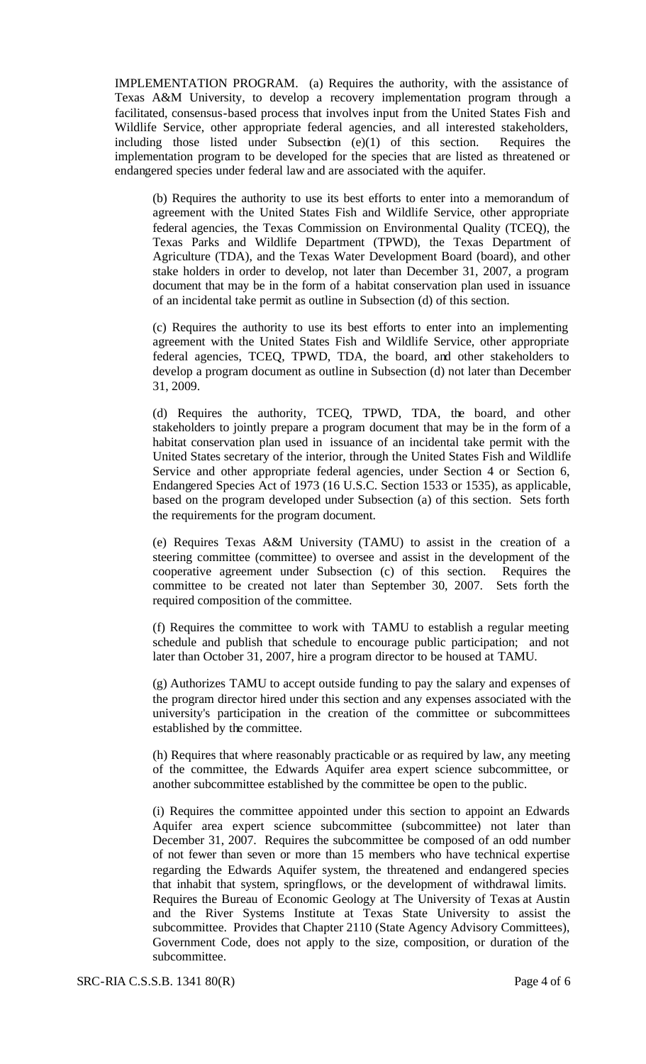IMPLEMENTATION PROGRAM. (a) Requires the authority, with the assistance of Texas A&M University, to develop a recovery implementation program through a facilitated, consensus-based process that involves input from the United States Fish and Wildlife Service, other appropriate federal agencies, and all interested stakeholders, including those listed under Subsection (e)(1) of this section. Requires the implementation program to be developed for the species that are listed as threatened or endangered species under federal law and are associated with the aquifer.

(b) Requires the authority to use its best efforts to enter into a memorandum of agreement with the United States Fish and Wildlife Service, other appropriate federal agencies, the Texas Commission on Environmental Quality (TCEQ), the Texas Parks and Wildlife Department (TPWD), the Texas Department of Agriculture (TDA), and the Texas Water Development Board (board), and other stake holders in order to develop, not later than December 31, 2007, a program document that may be in the form of a habitat conservation plan used in issuance of an incidental take permit as outline in Subsection (d) of this section.

(c) Requires the authority to use its best efforts to enter into an implementing agreement with the United States Fish and Wildlife Service, other appropriate federal agencies, TCEQ, TPWD, TDA, the board, and other stakeholders to develop a program document as outline in Subsection (d) not later than December 31, 2009.

(d) Requires the authority, TCEQ, TPWD, TDA, the board, and other stakeholders to jointly prepare a program document that may be in the form of a habitat conservation plan used in issuance of an incidental take permit with the United States secretary of the interior, through the United States Fish and Wildlife Service and other appropriate federal agencies, under Section 4 or Section 6, Endangered Species Act of 1973 (16 U.S.C. Section 1533 or 1535), as applicable, based on the program developed under Subsection (a) of this section. Sets forth the requirements for the program document.

(e) Requires Texas A&M University (TAMU) to assist in the creation of a steering committee (committee) to oversee and assist in the development of the cooperative agreement under Subsection (c) of this section. Requires the committee to be created not later than September 30, 2007. Sets forth the required composition of the committee.

(f) Requires the committee to work with TAMU to establish a regular meeting schedule and publish that schedule to encourage public participation; and not later than October 31, 2007, hire a program director to be housed at TAMU.

(g) Authorizes TAMU to accept outside funding to pay the salary and expenses of the program director hired under this section and any expenses associated with the university's participation in the creation of the committee or subcommittees established by the committee.

(h) Requires that where reasonably practicable or as required by law, any meeting of the committee, the Edwards Aquifer area expert science subcommittee, or another subcommittee established by the committee be open to the public.

(i) Requires the committee appointed under this section to appoint an Edwards Aquifer area expert science subcommittee (subcommittee) not later than December 31, 2007. Requires the subcommittee be composed of an odd number of not fewer than seven or more than 15 members who have technical expertise regarding the Edwards Aquifer system, the threatened and endangered species that inhabit that system, springflows, or the development of withdrawal limits. Requires the Bureau of Economic Geology at The University of Texas at Austin and the River Systems Institute at Texas State University to assist the subcommittee. Provides that Chapter 2110 (State Agency Advisory Committees), Government Code, does not apply to the size, composition, or duration of the subcommittee.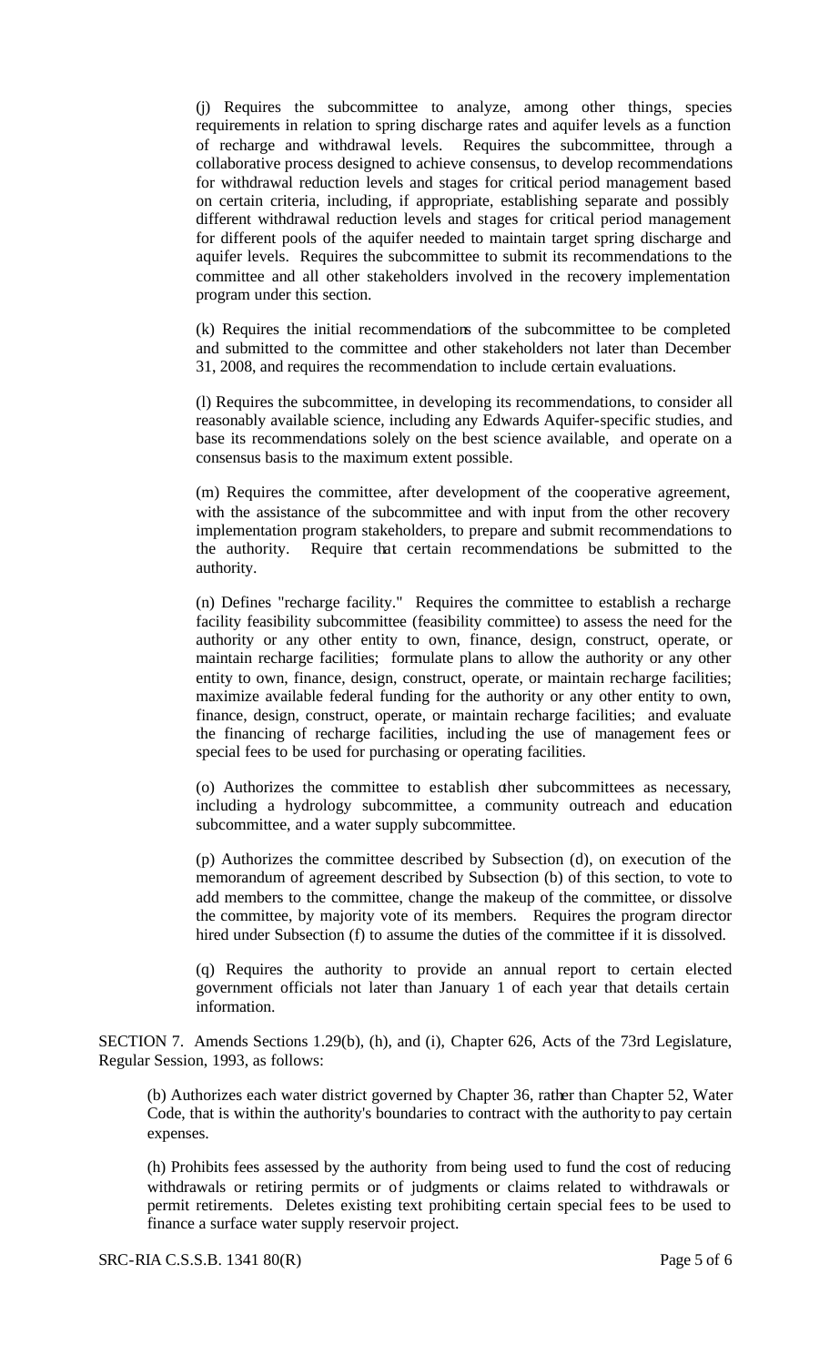(j) Requires the subcommittee to analyze, among other things, species requirements in relation to spring discharge rates and aquifer levels as a function of recharge and withdrawal levels. Requires the subcommittee, through a collaborative process designed to achieve consensus, to develop recommendations for withdrawal reduction levels and stages for critical period management based on certain criteria, including, if appropriate, establishing separate and possibly different withdrawal reduction levels and stages for critical period management for different pools of the aquifer needed to maintain target spring discharge and aquifer levels. Requires the subcommittee to submit its recommendations to the committee and all other stakeholders involved in the recovery implementation program under this section.

(k) Requires the initial recommendations of the subcommittee to be completed and submitted to the committee and other stakeholders not later than December 31, 2008, and requires the recommendation to include certain evaluations.

(l) Requires the subcommittee, in developing its recommendations, to consider all reasonably available science, including any Edwards Aquifer-specific studies, and base its recommendations solely on the best science available, and operate on a consensus basis to the maximum extent possible.

(m) Requires the committee, after development of the cooperative agreement, with the assistance of the subcommittee and with input from the other recovery implementation program stakeholders, to prepare and submit recommendations to the authority. Require that certain recommendations be submitted to the authority.

(n) Defines "recharge facility." Requires the committee to establish a recharge facility feasibility subcommittee (feasibility committee) to assess the need for the authority or any other entity to own, finance, design, construct, operate, or maintain recharge facilities; formulate plans to allow the authority or any other entity to own, finance, design, construct, operate, or maintain recharge facilities; maximize available federal funding for the authority or any other entity to own, finance, design, construct, operate, or maintain recharge facilities; and evaluate the financing of recharge facilities, including the use of management fees or special fees to be used for purchasing or operating facilities.

(o) Authorizes the committee to establish other subcommittees as necessary, including a hydrology subcommittee, a community outreach and education subcommittee, and a water supply subcommittee.

(p) Authorizes the committee described by Subsection (d), on execution of the memorandum of agreement described by Subsection (b) of this section, to vote to add members to the committee, change the makeup of the committee, or dissolve the committee, by majority vote of its members. Requires the program director hired under Subsection (f) to assume the duties of the committee if it is dissolved.

(q) Requires the authority to provide an annual report to certain elected government officials not later than January 1 of each year that details certain information.

SECTION 7. Amends Sections 1.29(b), (h), and (i), Chapter 626, Acts of the 73rd Legislature, Regular Session, 1993, as follows:

(b) Authorizes each water district governed by Chapter 36, rather than Chapter 52, Water Code, that is within the authority's boundaries to contract with the authority to pay certain expenses.

(h) Prohibits fees assessed by the authority from being used to fund the cost of reducing withdrawals or retiring permits or of judgments or claims related to withdrawals or permit retirements. Deletes existing text prohibiting certain special fees to be used to finance a surface water supply reservoir project.

SRC-RIA C.S.S.B. 1341 80(R)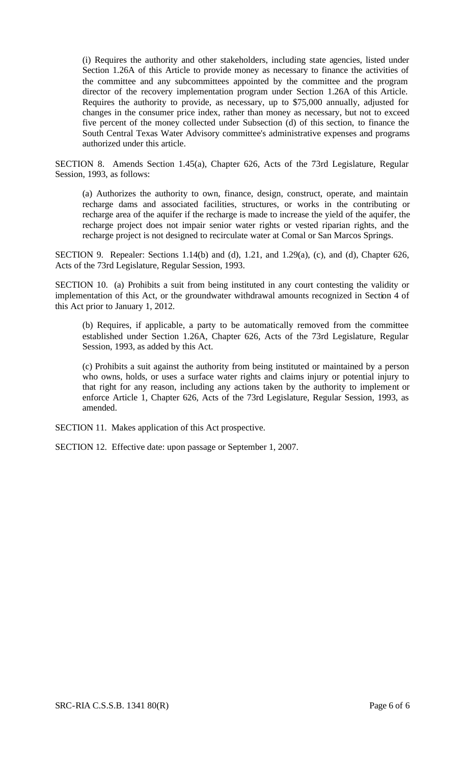(i) Requires the authority and other stakeholders, including state agencies, listed under Section 1.26A of this Article to provide money as necessary to finance the activities of the committee and any subcommittees appointed by the committee and the program director of the recovery implementation program under Section 1.26A of this Article. Requires the authority to provide, as necessary, up to $75,000 annually, adjusted for changes in the consumer price index, rather than money as necessary, but not to exceed five percent of the money collected under Subsection (d) of this section, to finance the South Central Texas Water Advisory committee's administrative expenses and programs authorized under this article.

SECTION 8. Amends Section 1.45(a), Chapter 626, Acts of the 73rd Legislature, Regular Session, 1993, as follows:

(a) Authorizes the authority to own, finance, design, construct, operate, and maintain recharge dams and associated facilities, structures, or works in the contributing or recharge area of the aquifer if the recharge is made to increase the yield of the aquifer, the recharge project does not impair senior water rights or vested riparian rights, and the recharge project is not designed to recirculate water at Comal or San Marcos Springs.

SECTION 9. Repealer: Sections 1.14(b) and (d), 1.21, and 1.29(a), (c), and (d), Chapter 626, Acts of the 73rd Legislature, Regular Session, 1993.

SECTION 10. (a) Prohibits a suit from being instituted in any court contesting the validity or implementation of this Act, or the groundwater withdrawal amounts recognized in Section 4 of this Act prior to January 1, 2012.

(b) Requires, if applicable, a party to be automatically removed from the committee established under Section 1.26A, Chapter 626, Acts of the 73rd Legislature, Regular Session, 1993, as added by this Act.

(c) Prohibits a suit against the authority from being instituted or maintained by a person who owns, holds, or uses a surface water rights and claims injury or potential injury to that right for any reason, including any actions taken by the authority to implement or enforce Article 1, Chapter 626, Acts of the 73rd Legislature, Regular Session, 1993, as amended.

SECTION 11. Makes application of this Act prospective.

SECTION 12. Effective date: upon passage or September 1, 2007.

SRC-RIA C.S.S.B. 1341 80(R)